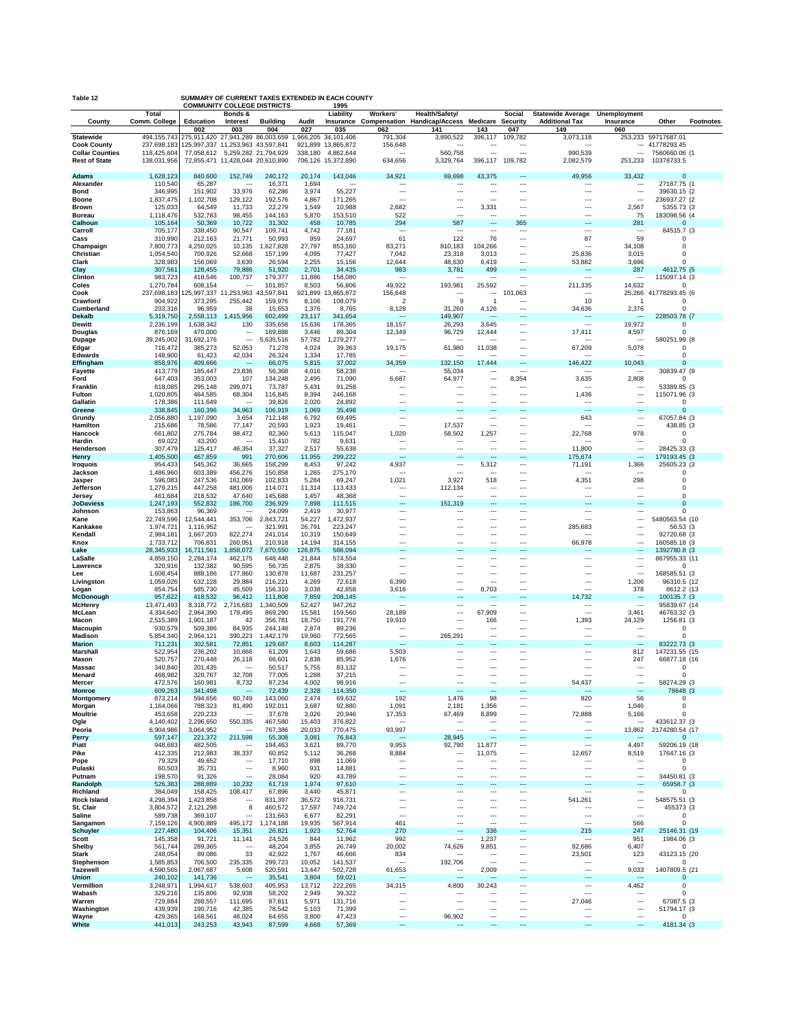Table 12

**SUMMARY OF CURRENT TAXES EXTENDED IN EACH COUNTY COMMUNITY COLLEGE DISTRICTS 1995**

| County | Total Comm. College | Education | Bonds & Interest | Building | Audit | Liability Insurance | Workers' Compensation | Health/Safety/ Handicap/Access | Medicare | Social Security | Statewide Average Additional Tax | Unemployment Insurance | Other | Footnotes |
|---|---|---|---|---|---|---|---|---|---|---|---|---|---|---|
| | | 002 | 003 | 004 | 027 | 035 | 062 | 141 | 143 | 047 | 149 | 060 | | |
| **Statewide** | 494,155,743 | 275,911,420 | 27,941,289 | 86,003,659 | 1,966,205 | 34,101,406 | 791,304 | 3,890,522 | 396,117 | 109,782 | 3,073,118 | 253,233 | 59717687.01 | |
| **Cook County** | 237,698,183 | 125,997,337 | 11,253,963 | 43,597,841 | 921,899 | 13,865,872 | 156,648 | --- | --- | --- | --- | --- | 41778293.45 | |
| **Collar Counties** | 118,425,604 | 77,058,612 | 5,259,282 | 21,794,929 | 338,180 | 4,862,644 | --- | 560,758 | --- | --- | 990,539 | --- | 7560660.06 | (1 |
| **Rest of State** | 138,031,956 | 72,855,471 | 11,428,044 | 20,610,890 | 706,126 | 15,372,890 | 634,656 | 3,329,764 | 396,117 | 109,782 | 2,082,579 | 253,233 | 10378733.5 | |
| **Adams** | 1,628,123 | 840,600 | 152,749 | 240,172 | 20,174 | 143,046 | 34,921 | 69,698 | 43,375 | --- | 49,956 | 33,432 | 0 | |
| **Alexander** | 110,540 | 65,287 | --- | 16,371 | 1,694 | --- | --- | --- | --- | --- | --- | --- | 27187.75 | (1 |
| **Bond** | 346,995 | 151,902 | 33,976 | 62,286 | 3,974 | 55,227 | --- | --- | --- | --- | --- | --- | 39630.15 | (2 |
| **Boone** | 1,837,475 | 1,102,708 | 129,122 | 192,576 | 4,867 | 171,265 | --- | --- | --- | --- | --- | --- | 236937.27 | (2 |
| **Brown** | 125,033 | 64,549 | 11,733 | 22,279 | 1,549 | 10,988 | 2,682 | --- | 3,331 | --- | --- | 2,567 | 5355.73 | (3 |
| **Bureau** | 1,118,476 | 532,783 | 98,455 | 144,163 | 5,870 | 153,510 | 522 | --- | --- | --- | --- | 75 | 183098.56 | (4 |
| **Calhoun** | 105,164 | 50,369 | 10,722 | 31,302 | 458 | 10,785 | 294 | 587 | --- | 365 | --- | 281 | 0 | |
| **Carroll** | 705,177 | 338,450 | 90,547 | 109,741 | 4,742 | 77,181 | --- | --- | --- | --- | --- | --- | 84515.7 | (3 |
| **Cass** | 310,990 | 212,163 | 21,771 | 50,993 | 959 | 24,697 | 61 | 122 | 76 | --- | 87 | 59 | 0 | |
| **Champaign** | 7,800,773 | 4,250,025 | 10,135 | 1,627,828 | 27,797 | 853,160 | 83,271 | 810,183 | 104,266 | --- | --- | 34,108 | 0 | |
| **Christian** | 1,054,540 | 700,926 | 52,668 | 157,199 | 4,095 | 77,427 | 7,042 | 23,318 | 3,013 | --- | 25,836 | 3,015 | 0 | |
| **Clark** | 328,983 | 156,069 | 3,639 | 26,594 | 2,255 | 15,156 | 12,644 | 48,630 | 6,419 | --- | 53,882 | 3,696 | 0 | |
| **Clay** | 307,561 | 128,455 | 79,886 | 51,920 | 2,701 | 34,435 | 983 | 3,781 | 499 | --- | --- | 287 | 4612.75 | (5 |
| **Clinton** | 983,723 | 418,546 | 100,737 | 179,377 | 11,886 | 158,080 | --- | --- | --- | --- | --- | --- | 115097.14 | (3 |
| **Coles** | 1,270,784 | 608,154 | --- | 101,857 | 8,503 | 56,806 | 49,922 | 193,981 | 25,592 | --- | 211,335 | 14,632 | 0 | |
| **Cook** | 237,698,183 | 125,997,337 | 11,253,963 | 43,597,841 | 921,899 | 13,865,872 | 156,648 | --- | --- | 101,063 | --- | 25,266 | 41778293.45 | (6 |
| **Crawford** | 904,922 | 373,295 | 255,442 | 159,976 | 8,106 | 108,079 | 2 | 9 | 1 | --- | 10 | 1 | 0 | |
| **Cumberland** | 203,316 | 96,959 | 38 | 15,653 | 1,376 | 8,765 | 8,128 | 31,260 | 4,126 | --- | 34,636 | 2,376 | 0 | |
| **Dekalb** | 5,319,750 | 2,558,113 | 1,415,956 | 602,499 | 23,117 | 341,654 | --- | 149,907 | --- | --- | --- | --- | 228503.78 | (7 |
| **Dewitt** | 2,236,199 | 1,638,342 | 130 | 335,658 | 15,636 | 178,365 | 18,157 | 26,293 | 3,645 | --- | --- | 19,972 | 0 | |
| **Douglas** | 876,169 | 470,000 | --- | 169,888 | 3,446 | 89,304 | 12,349 | 96,729 | 12,444 | --- | 17,411 | 4,597 | 0 | |
| **Dupage** | 39,245,002 | 31,692,176 | --- | 5,635,516 | 57,782 | 1,279,277 | --- | --- | --- | --- | --- | --- | 580251.99 | (8 |
| **Edgar** | 716,472 | 385,273 | 52,053 | 71,278 | 4,024 | 39,363 | 19,175 | 61,980 | 11,038 | --- | 67,209 | 5,078 | 0 | |
| **Edwards** | 148,900 | 61,423 | 42,034 | 26,324 | 1,334 | 17,785 | --- | --- | --- | --- | --- | --- | 0 | |
| **Effingham** | 858,976 | 409,666 | --- | 66,075 | 5,815 | 37,002 | 34,359 | 132,150 | 17,444 | --- | 146,422 | 10,043 | 0 | |
| **Fayette** | 413,779 | 185,447 | 23,836 | 56,368 | 4,016 | 58,238 | --- | 55,034 | --- | --- | --- | --- | 30839.47 | (9 |
| **Ford** | 647,403 | 353,003 | 107 | 134,248 | 2,495 | 71,090 | 6,687 | 64,977 | --- | 8,354 | 3,635 | 2,808 | 0 | |
| **Franklin** | 818,085 | 295,148 | 299,071 | 73,787 | 5,431 | 91,258 | --- | --- | --- | --- | --- | --- | 53389.85 | (3 |
| **Fulton** | 1,020,805 | 464,585 | 68,304 | 116,845 | 8,394 | 246,168 | --- | --- | --- | --- | 1,436 | --- | 115071.96 | (3 |
| **Gallatin** | 178,386 | 111,649 | --- | 39,826 | 2,020 | 24,892 | --- | --- | --- | --- | --- | --- | 0 | |
| **Greene** | 338,845 | 160,396 | 34,963 | 106,919 | 1,069 | 35,498 | --- | --- | --- | --- | --- | --- | 0 | |
| **Grundy** | 2,056,880 | 1,197,090 | 3,654 | 712,148 | 6,792 | 69,495 | --- | --- | --- | --- | 643 | --- | 67057.84 | (3 |
| **Hamilton** | 215,686 | 78,586 | 77,147 | 20,593 | 1,923 | 19,461 | --- | 17,537 | --- | --- | --- | --- | 438.85 | (3 |
| **Hancock** | 661,802 | 275,784 | 98,472 | 82,360 | 5,613 | 115,047 | 1,020 | 58,502 | 1,257 | --- | 22,768 | 978 | 0 | |
| **Hardin** | 69,022 | 43,200 | --- | 15,410 | 782 | 9,631 | --- | --- | --- | --- | --- | --- | 0 | |
| **Henderson** | 307,479 | 125,417 | 46,354 | 37,327 | 2,517 | 55,638 | --- | --- | --- | --- | 11,800 | --- | 28425.33 | (3 |
| **Henry** | 1,405,500 | 467,859 | 991 | 270,606 | 11,955 | 299,222 | --- | --- | --- | --- | 175,674 | --- | 179193.45 | (3 |
| **Iroquois** | 954,433 | 545,362 | 36,665 | 158,299 | 8,453 | 97,242 | 4,937 | --- | 5,312 | --- | 71,191 | 1,366 | 25605.23 | (3 |
| **Jackson** | 1,486,960 | 603,389 | 456,276 | 150,858 | 1,265 | 275,170 | --- | --- | --- | --- | --- | --- | 0 | |
| **Jasper** | 596,083 | 247,536 | 161,069 | 102,833 | 5,284 | 69,247 | 1,021 | 3,927 | 518 | --- | 4,351 | 298 | 0 | |
| **Jefferson** | 1,279,215 | 447,258 | 481,006 | 114,071 | 11,314 | 113,433 | --- | 112,134 | --- | --- | --- | --- | 0 | |
| **Jersey** | 461,684 | 218,532 | 47,640 | 145,688 | 1,457 | 48,368 | --- | --- | --- | --- | --- | --- | 0 | |
| **JoDaviess** | 1,247,193 | 552,832 | 186,700 | 236,929 | 7,898 | 111,515 | --- | 151,319 | --- | --- | --- | --- | 0 | |
| **Johnson** | 153,863 | 96,369 | --- | 24,099 | 2,419 | 30,977 | --- | --- | --- | --- | --- | --- | 0 | |
| **Kane** | 22,749,596 | 12,544,441 | 353,706 | 2,843,721 | 54,227 | 1,472,937 | --- | --- | --- | --- | --- | --- | 5480563.54 | (10 |
| **Kankakee** | 1,974,721 | 1,116,952 | --- | 321,991 | 26,791 | 223,247 | --- | --- | --- | --- | 285,683 | --- | 56.53 | (3 |
| **Kendall** | 2,984,181 | 1,667,203 | 822,274 | 241,014 | 10,319 | 150,649 | --- | --- | --- | --- | --- | --- | 92720.68 | (3 |
| **Knox** | 1,733,712 | 706,831 | 260,051 | 210,918 | 14,194 | 314,155 | --- | --- | --- | --- | 66,978 | --- | 160585.18 | (3 |
| **Lake** | 28,345,933 | 16,711,561 | 1,858,072 | 7,670,550 | 126,875 | 586,094 | --- | --- | --- | --- | --- | --- | 1392780.8 | (3 |
| **LaSalle** | 4,859,150 | 2,284,174 | 462,175 | 648,448 | 21,844 | 574,554 | --- | --- | --- | --- | --- | --- | 867955.33 | (11 |
| **Lawrence** | 320,916 | 132,382 | 90,595 | 56,735 | 2,875 | 38,330 | --- | --- | --- | --- | --- | --- | 0 | |
| **Lee** | 1,608,454 | 888,186 | 177,860 | 130,878 | 11,687 | 231,257 | --- | --- | --- | --- | --- | --- | 168585.51 | (3 |
| **Livingston** | 1,059,026 | 632,128 | 29,884 | 216,221 | 4,269 | 72,618 | 6,390 | --- | --- | --- | --- | 1,206 | 96310.5 | (12 |
| **Logan** | 854,754 | 585,730 | 45,509 | 156,310 | 3,038 | 42,858 | 3,616 | --- | 8,703 | --- | --- | 378 | 8612.2 | (13 |
| **McDonough** | 957,622 | 418,532 | 96,412 | 111,808 | 7,859 | 208,145 | --- | --- | --- | --- | 14,732 | --- | 100135.7 | (3 |
| **McHenry** | 13,471,493 | 8,318,772 | 2,716,683 | 1,340,509 | 52,427 | 947,262 | --- | --- | --- | --- | --- | --- | 95839.67 | (14 |
| **McLean** | 4,334,640 | 2,964,390 | 179,495 | 869,290 | 15,581 | 159,560 | 28,189 | --- | 67,909 | --- | --- | 3,461 | 46763.32 | (3 |
| **Macon** | 2,515,389 | 1,901,187 | 42 | 356,781 | 18,750 | 191,776 | 19,910 | --- | 166 | --- | 1,393 | 24,129 | 1256.81 | (3 |
| **Macoupin** | 930,579 | 509,386 | 84,935 | 244,148 | 2,874 | 89,236 | --- | --- | --- | --- | --- | --- | 0 | |
| **Madison** | 5,854,340 | 2,964,121 | 390,223 | 1,442,179 | 19,960 | 772,565 | --- | 265,291 | --- | --- | --- | --- | 0 | |
| **Marion** | 711,231 | 302,581 | 72,851 | 129,687 | 8,603 | 114,287 | --- | --- | --- | --- | --- | --- | 83222.73 | (3 |
| **Marshall** | 522,954 | 236,202 | 10,666 | 61,209 | 1,643 | 59,686 | 5,503 | --- | --- | --- | --- | 812 | 147231.55 | (15 |
| **Mason** | 520,757 | 270,448 | 26,118 | 66,601 | 2,838 | 85,952 | 1,676 | --- | --- | --- | --- | 247 | 66877.18 | (16 |
| **Massac** | 340,840 | 201,435 | --- | 50,517 | 5,755 | 83,132 | --- | --- | --- | --- | --- | --- | 0 | |
| **Menard** | 468,982 | 320,767 | 32,708 | 77,005 | 1,288 | 37,215 | --- | --- | --- | --- | --- | --- | 0 | |
| **Mercer** | 472,576 | 160,981 | 8,732 | 87,234 | 4,002 | 98,916 | --- | --- | --- | --- | 54,437 | --- | 58274.29 | (3 |
| **Monroe** | 609,263 | 341,498 | --- | 72,439 | 2,328 | 114,350 | --- | --- | --- | --- | --- | --- | 78648 | (3 |
| **Montgomery** | 873,214 | 594,656 | 60,749 | 143,060 | 2,474 | 69,632 | 192 | 1,476 | 98 | --- | 820 | 56 | 0 | |
| **Morgan** | 1,164,066 | 788,323 | 81,490 | 192,011 | 3,687 | 92,880 | 1,091 | 2,181 | 1,356 | --- | --- | 1,046 | 0 | |
| **Moultrie** | 453,658 | 220,233 | --- | 37,678 | 3,026 | 20,946 | 17,353 | 67,469 | 8,899 | --- | 72,888 | 5,166 | 0 | |
| **Ogle** | 4,140,402 | 2,296,650 | 550,335 | 467,580 | 15,403 | 376,822 | --- | --- | --- | --- | --- | --- | 433612.37 | (3 |
| **Peoria** | 6,904,986 | 3,064,952 | --- | 767,386 | 20,033 | 770,475 | 93,997 | --- | --- | --- | --- | 13,862 | 2174280.54 | (17 |
| **Perry** | 597,147 | 221,372 | 211,598 | 55,308 | 3,081 | 76,843 | --- | 28,945 | --- | --- | --- | --- | 0 | |
| **Piatt** | 948,683 | 482,505 | --- | 194,463 | 3,621 | 89,770 | 9,953 | 92,790 | 11,877 | --- | --- | 4,497 | 59206.19 | (18 |
| **Pike** | 412,335 | 212,983 | 38,337 | 60,852 | 5,112 | 36,268 | 8,884 | --- | 11,075 | --- | 12,657 | 8,519 | 17647.16 | (3 |
| **Pope** | 79,329 | 49,652 | --- | 17,710 | 898 | 11,069 | --- | --- | --- | --- | --- | --- | 0 | |
| **Pulaski** | 60,503 | 35,731 | --- | 8,960 | 931 | 14,881 | --- | --- | --- | --- | --- | --- | 0 | |
| **Putnam** | 198,570 | 91,326 | --- | 28,084 | 920 | 43,789 | --- | --- | --- | --- | --- | --- | 34450.81 | (3 |
| **Randolph** | 526,383 | 288,889 | 10,232 | 61,719 | 1,974 | 97,610 | --- | --- | --- | --- | --- | --- | 65958.7 | (3 |
| **Richland** | 384,049 | 158,425 | 108,417 | 67,896 | 3,440 | 45,871 | --- | --- | --- | --- | --- | --- | 0 | |
| **Rock Island** | 4,298,394 | 1,423,858 | --- | 831,397 | 36,572 | 916,731 | --- | --- | --- | --- | 541,261 | --- | 548575.51 | (3 |
| **St. Clair** | 3,804,572 | 2,121,298 | 8 | 460,572 | 17,597 | 749,724 | --- | --- | --- | --- | --- | --- | 455373 | (3 |
| **Saline** | 589,738 | 369,107 | --- | 131,663 | 6,677 | 82,291 | --- | --- | --- | --- | --- | --- | 0 | |
| **Sangamon** | 7,159,126 | 4,900,889 | 495,172 | 1,174,188 | 19,935 | 567,914 | 461 | --- | --- | --- | --- | 566 | 0 | |
| **Schuyler** | 227,480 | 104,406 | 15,351 | 26,821 | 1,923 | 52,764 | 270 | --- | 336 | --- | 215 | 247 | 25146.31 | (19 |
| **Scott** | 145,358 | 91,721 | 11,141 | 24,526 | 844 | 11,962 | 992 | --- | 1,237 | --- | --- | 951 | 1984.06 | (3 |
| **Shelby** | 561,744 | 289,365 | --- | 48,204 | 3,855 | 26,749 | 20,002 | 74,626 | 9,851 | --- | 82,686 | 6,407 | 0 | |
| **Stark** | 248,054 | 89,086 | 33 | 42,922 | 1,767 | 46,666 | 834 | --- | --- | --- | 23,501 | 123 | 43123.15 | (20 |
| **Stephenson** | 1,585,853 | 706,500 | 235,335 | 299,723 | 10,052 | 141,537 | --- | 192,706 | --- | --- | --- | --- | 0 | |
| **Tazewell** | 4,590,565 | 2,067,687 | 5,608 | 520,591 | 13,447 | 502,728 | 61,653 | --- | 2,009 | --- | --- | 9,033 | 1407809.5 | (21 |
| **Union** | 240,102 | 141,736 | --- | 35,541 | 3,804 | 59,021 | --- | --- | --- | --- | --- | --- | 0 | |
| **Vermillion** | 3,248,971 | 1,994,617 | 538,603 | 405,953 | 13,712 | 222,265 | 34,315 | 4,800 | 30,243 | --- | --- | 4,462 | 0 | |
| **Wabash** | 329,216 | 135,806 | 92,938 | 58,202 | 2,949 | 39,322 | --- | --- | --- | --- | --- | --- | 0 | |
| **Warren** | 729,884 | 298,557 | 111,695 | 87,811 | 5,971 | 131,716 | --- | --- | --- | --- | 27,046 | --- | 67087.5 | (3 |
| **Washington** | 439,939 | 190,716 | 42,385 | 78,542 | 5,103 | 71,399 | --- | --- | --- | --- | --- | --- | 51794.17 | (3 |
| **Wayne** | 429,365 | 168,561 | 48,024 | 64,655 | 3,800 | 47,423 | --- | 96,902 | --- | --- | --- | --- | 0 | |
| **White** | 441,013 | 243,253 | 43,943 | 87,599 | 4,668 | 57,369 | --- | --- | --- | --- | --- | --- | 4181.34 | (3 |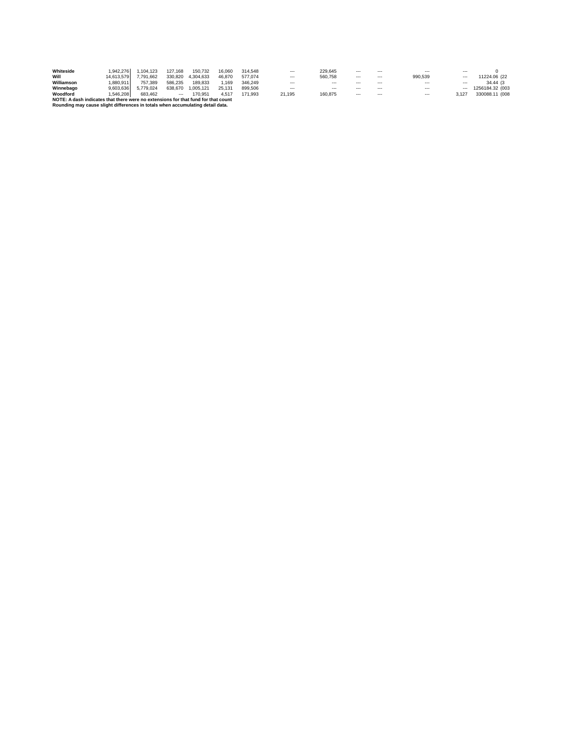| | | | | | | | | | | | | | |
|---|---|---|---|---|---|---|---|---|---|---|---|---|---|
| **Whiteside** | 1,942,276 | 1,104,123 | 127,168 | 150,732 | 16,060 | 314,548 | --- | 229,645 | --- | --- | --- | --- | 0 |
| **Will** | 14,613,579 | 7,791,662 | 330,820 | 4,304,633 | 46,870 | 577,074 | --- | 560,758 | --- | --- | 990,539 | --- | 11224.06 (22 |
| **Williamson** | 1,880,911 | 757,389 | 586,235 | 189,833 | 1,169 | 346,249 | --- | --- | --- | --- | --- | --- | 34.44 (3 |
| **Winnebago** | 9,603,636 | 5,779,024 | 638,670 | 1,005,121 | 25,131 | 899,506 | --- | --- | --- | --- | --- | --- | 1256184.32 (003 |
| **Woodford** | 1,546,208 | 683,462 | --- | 170,951 | 4,517 | 171,993 | 21,195 | 160,875 | --- | --- | --- | 3,127 | 330088.11 (008 |

**NOTE: A dash indicates that there were no extensions for that fund for that count**

**Rounding may cause slight differences in totals when accumulating detail data.**